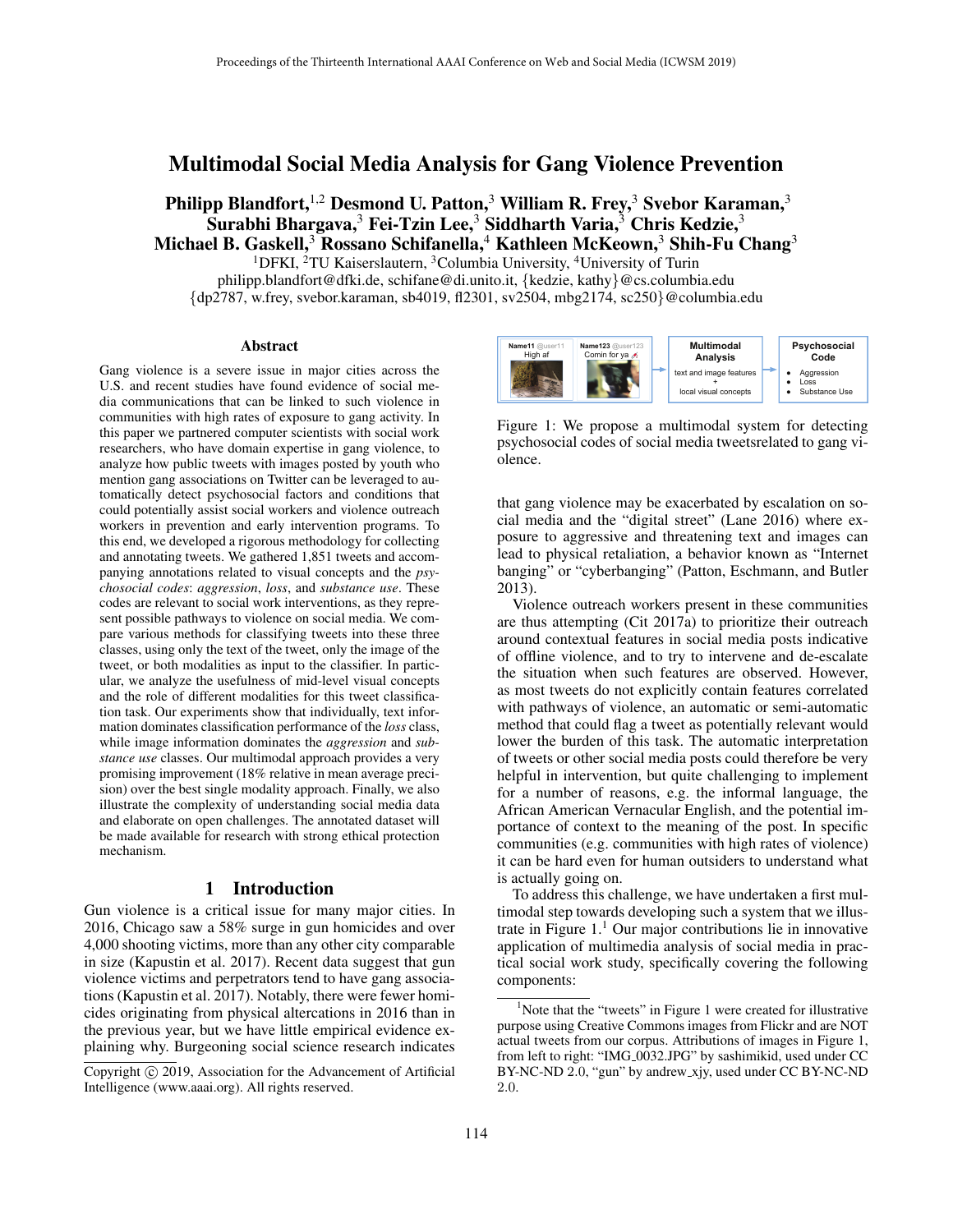# Multimodal Social Media Analysis for Gang Violence Prevention

**Philipp Blandfort,[1,2] Desmond U. Patton,[3] William R. Frey,[3] Svebor Karaman,[3] Surabhi Bhargava,[3] Fei-Tzin Lee,[3] Siddharth Varia,[3] Chris Kedzie,[3] Michael B. Gaskell,[3] Rossano Schifanella,[4] Kathleen McKeown,[3] Shih-Fu Chang[3]**

[1]DFKI, [2]TU Kaiserslautern, [3]Columbia University, [4]University of Turin
philipp.blandfort@dfki.de, schifane@di.unito.it, {kedzie, kathy}@cs.columbia.edu
{dp2787, w.frey, svebor.karaman, sb4019, fl2301, sv2504, mbg2174, sc250}@columbia.edu

## Abstract

Gang violence is a severe issue in major cities across the U.S. and recent studies have found evidence of social media communications that can be linked to such violence in communities with high rates of exposure to gang activity. In this paper we partnered computer scientists with social work researchers, who have domain expertise in gang violence, to analyze how public tweets with images posted by youth who mention gang associations on Twitter can be leveraged to automatically detect psychosocial factors and conditions that could potentially assist social workers and violence outreach workers in prevention and early intervention programs. To this end, we developed a rigorous methodology for collecting and annotating tweets. We gathered 1,851 tweets and accompanying annotations related to visual concepts and the *psychosocial codes*: *aggression*, *loss*, and *substance use*. These codes are relevant to social work interventions, as they represent possible pathways to violence on social media. We compare various methods for classifying tweets into these three classes, using only the text of the tweet, only the image of the tweet, or both modalities as input to the classifier. In particular, we analyze the usefulness of mid-level visual concepts and the role of different modalities for this tweet classification task. Our experiments show that individually, text information dominates classification performance of the *loss* class, while image information dominates the *aggression* and *substance use* classes. Our multimodal approach provides a very promising improvement (18% relative in mean average precision) over the best single modality approach. Finally, we also illustrate the complexity of understanding social media data and elaborate on open challenges. The annotated dataset will be made available for research with strong ethical protection mechanism.

## 1 Introduction

Gun violence is a critical issue for many major cities. In 2016, Chicago saw a 58% surge in gun homicides and over 4,000 shooting victims, more than any other city comparable in size (Kapustin et al. 2017). Recent data suggest that gun violence victims and perpetrators tend to have gang associations (Kapustin et al. 2017). Notably, there were fewer homicides originating from physical altercations in 2016 than in the previous year, but we have little empirical evidence explaining why. Burgeoning social science research indicates that gang violence may be exacerbated by escalation on social media and the "digital street" (Lane 2016) where exposure to aggressive and threatening text and images can lead to physical retaliation, a behavior known as "Internet banging" or "cyberbanging" (Patton, Eschmann, and Butler 2013).

Name11 @user11 High af | Name123 @user123 Comin for ya | **Multimodal Analysis**: text and image features + local visual concepts | **Psychosocial Code**: • Aggression • Loss • Substance Use

Figure 1: We propose a multimodal system for detecting psychosocial codes of social media tweetsrelated to gang violence.

Violence outreach workers present in these communities are thus attempting (Cit 2017a) to prioritize their outreach around contextual features in social media posts indicative of offline violence, and to try to intervene and de-escalate the situation when such features are observed. However, as most tweets do not explicitly contain features correlated with pathways of violence, an automatic or semi-automatic method that could flag a tweet as potentially relevant would lower the burden of this task. The automatic interpretation of tweets or other social media posts could therefore be very helpful in intervention, but quite challenging to implement for a number of reasons, e.g. the informal language, the African American Vernacular English, and the potential importance of context to the meaning of the post. In specific communities (e.g. communities with high rates of violence) it can be hard even for human outsiders to understand what is actually going on.

To address this challenge, we have undertaken a first multimodal step towards developing such a system that we illustrate in Figure 1.[1] Our major contributions lie in innovative application of multimedia analysis of social media in practical social work study, specifically covering the following components:

[1]Note that the "tweets" in Figure 1 were created for illustrative purpose using Creative Commons images from Flickr and are NOT actual tweets from our corpus. Attributions of images in Figure 1, from left to right: "IMG_0032.JPG" by sashimikid, used under CC BY-NC-ND 2.0, "gun" by andrew_xjy, used under CC BY-NC-ND 2.0.

Copyright © 2019, Association for the Advancement of Artificial Intelligence (www.aaai.org). All rights reserved.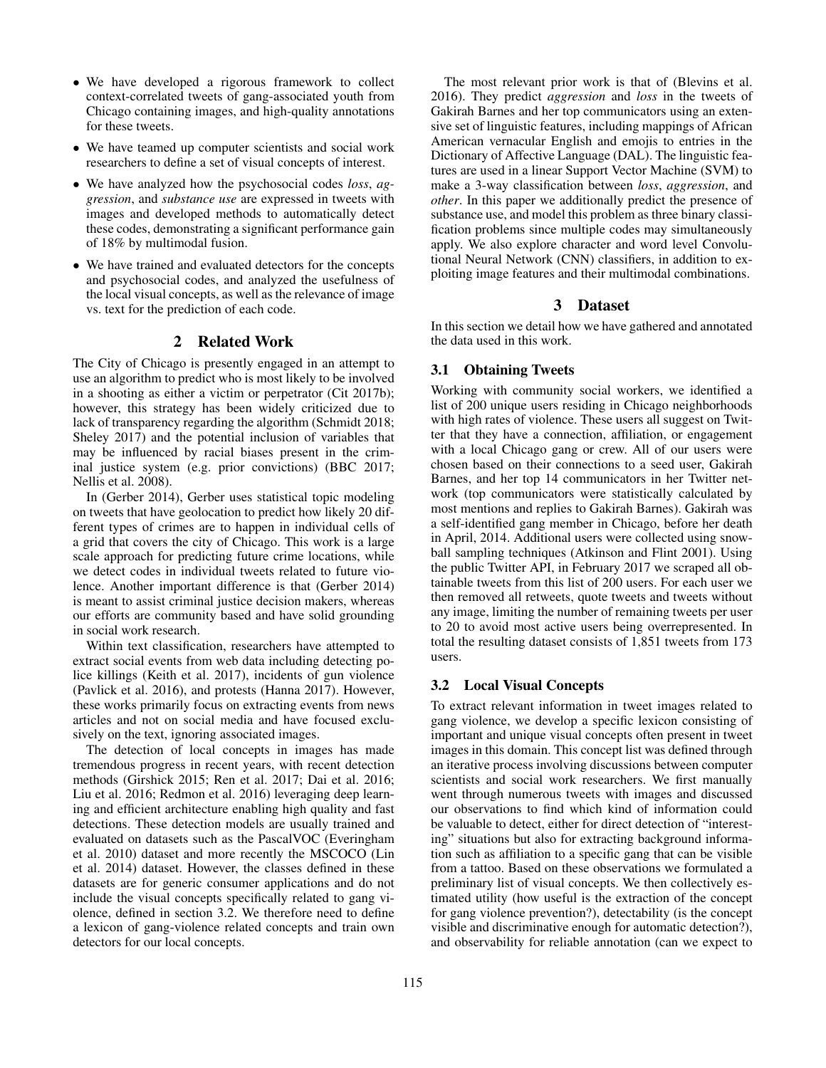- We have developed a rigorous framework to collect context-correlated tweets of gang-associated youth from Chicago containing images, and high-quality annotations for these tweets.
- We have teamed up computer scientists and social work researchers to define a set of visual concepts of interest.
- We have analyzed how the psychosocial codes *loss*, *aggression*, and *substance use* are expressed in tweets with images and developed methods to automatically detect these codes, demonstrating a significant performance gain of 18% by multimodal fusion.
- We have trained and evaluated detectors for the concepts and psychosocial codes, and analyzed the usefulness of the local visual concepts, as well as the relevance of image vs. text for the prediction of each code.

## 2 Related Work

The City of Chicago is presently engaged in an attempt to use an algorithm to predict who is most likely to be involved in a shooting as either a victim or perpetrator (Cit 2017b); however, this strategy has been widely criticized due to lack of transparency regarding the algorithm (Schmidt 2018; Sheley 2017) and the potential inclusion of variables that may be influenced by racial biases present in the criminal justice system (e.g. prior convictions) (BBC 2017; Nellis et al. 2008).

In (Gerber 2014), Gerber uses statistical topic modeling on tweets that have geolocation to predict how likely 20 different types of crimes are to happen in individual cells of a grid that covers the city of Chicago. This work is a large scale approach for predicting future crime locations, while we detect codes in individual tweets related to future violence. Another important difference is that (Gerber 2014) is meant to assist criminal justice decision makers, whereas our efforts are community based and have solid grounding in social work research.

Within text classification, researchers have attempted to extract social events from web data including detecting police killings (Keith et al. 2017), incidents of gun violence (Pavlick et al. 2016), and protests (Hanna 2017). However, these works primarily focus on extracting events from news articles and not on social media and have focused exclusively on the text, ignoring associated images.

The detection of local concepts in images has made tremendous progress in recent years, with recent detection methods (Girshick 2015; Ren et al. 2017; Dai et al. 2016; Liu et al. 2016; Redmon et al. 2016) leveraging deep learning and efficient architecture enabling high quality and fast detections. These detection models are usually trained and evaluated on datasets such as the PascalVOC (Everingham et al. 2010) dataset and more recently the MSCOCO (Lin et al. 2014) dataset. However, the classes defined in these datasets are for generic consumer applications and do not include the visual concepts specifically related to gang violence, defined in section 3.2. We therefore need to define a lexicon of gang-violence related concepts and train own detectors for our local concepts.

The most relevant prior work is that of (Blevins et al. 2016). They predict *aggression* and *loss* in the tweets of Gakirah Barnes and her top communicators using an extensive set of linguistic features, including mappings of African American vernacular English and emojis to entries in the Dictionary of Affective Language (DAL). The linguistic features are used in a linear Support Vector Machine (SVM) to make a 3-way classification between *loss*, *aggression*, and *other*. In this paper we additionally predict the presence of substance use, and model this problem as three binary classification problems since multiple codes may simultaneously apply. We also explore character and word level Convolutional Neural Network (CNN) classifiers, in addition to exploiting image features and their multimodal combinations.

## 3 Dataset

In this section we detail how we have gathered and annotated the data used in this work.

### 3.1 Obtaining Tweets

Working with community social workers, we identified a list of 200 unique users residing in Chicago neighborhoods with high rates of violence. These users all suggest on Twitter that they have a connection, affiliation, or engagement with a local Chicago gang or crew. All of our users were chosen based on their connections to a seed user, Gakirah Barnes, and her top 14 communicators in her Twitter network (top communicators were statistically calculated by most mentions and replies to Gakirah Barnes). Gakirah was a self-identified gang member in Chicago, before her death in April, 2014. Additional users were collected using snowball sampling techniques (Atkinson and Flint 2001). Using the public Twitter API, in February 2017 we scraped all obtainable tweets from this list of 200 users. For each user we then removed all retweets, quote tweets and tweets without any image, limiting the number of remaining tweets per user to 20 to avoid most active users being overrepresented. In total the resulting dataset consists of 1,851 tweets from 173 users.

### 3.2 Local Visual Concepts

To extract relevant information in tweet images related to gang violence, we develop a specific lexicon consisting of important and unique visual concepts often present in tweet images in this domain. This concept list was defined through an iterative process involving discussions between computer scientists and social work researchers. We first manually went through numerous tweets with images and discussed our observations to find which kind of information could be valuable to detect, either for direct detection of "interesting" situations but also for extracting background information such as affiliation to a specific gang that can be visible from a tattoo. Based on these observations we formulated a preliminary list of visual concepts. We then collectively estimated utility (how useful is the extraction of the concept for gang violence prevention?), detectability (is the concept visible and discriminative enough for automatic detection?), and observability for reliable annotation (can we expect to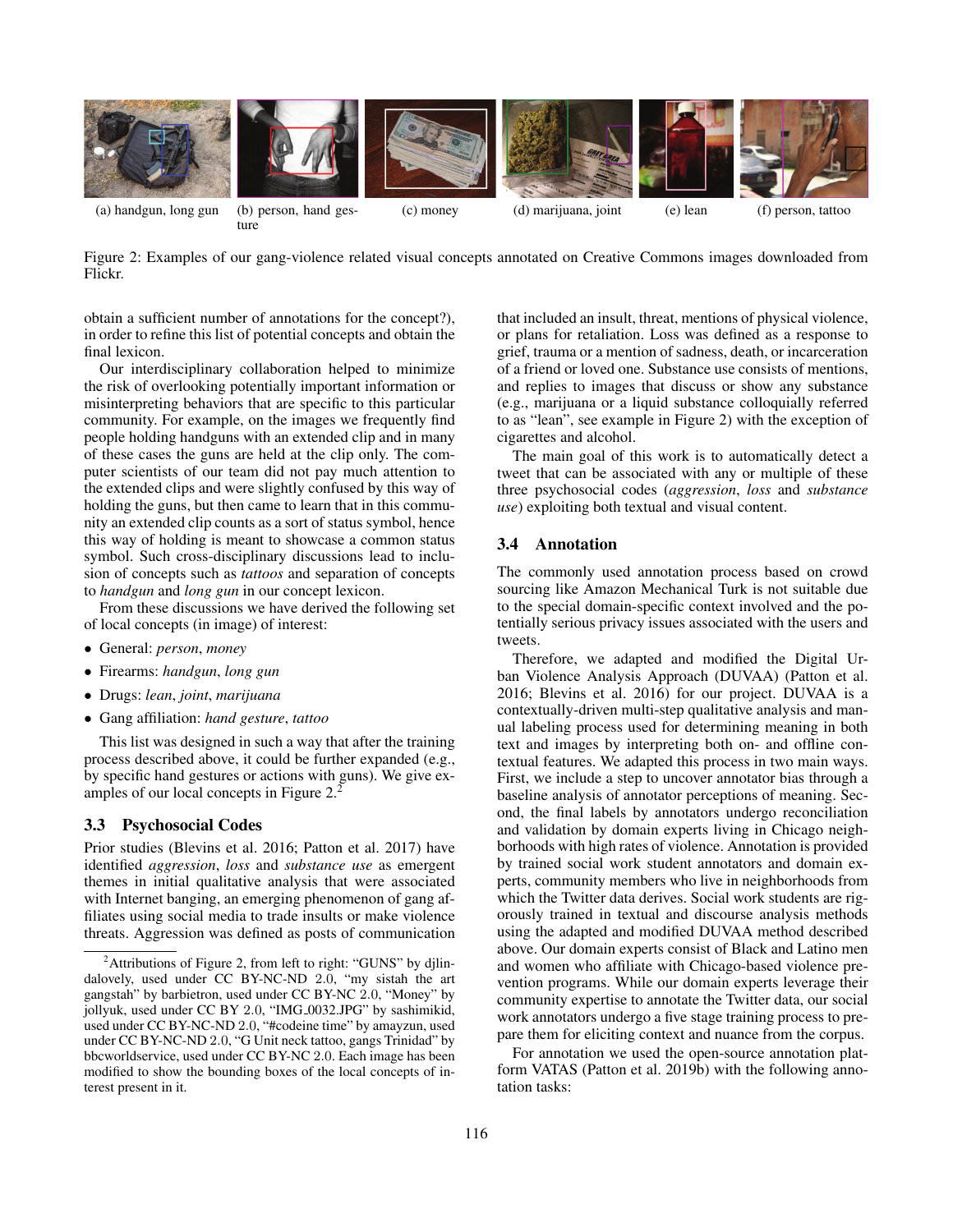(a) handgun, long gun (b) person, hand gesture (c) money (d) marijuana, joint (e) lean (f) person, tattoo

Figure 2: Examples of our gang-violence related visual concepts annotated on Creative Commons images downloaded from Flickr.

obtain a sufficient number of annotations for the concept?), in order to refine this list of potential concepts and obtain the final lexicon.

Our interdisciplinary collaboration helped to minimize the risk of overlooking potentially important information or misinterpreting behaviors that are specific to this particular community. For example, on the images we frequently find people holding handguns with an extended clip and in many of these cases the guns are held at the clip only. The computer scientists of our team did not pay much attention to the extended clips and were slightly confused by this way of holding the guns, but then came to learn that in this community an extended clip counts as a sort of status symbol, hence this way of holding is meant to showcase a common status symbol. Such cross-disciplinary discussions lead to inclusion of concepts such as *tattoos* and separation of concepts to *handgun* and *long gun* in our concept lexicon.

From these discussions we have derived the following set of local concepts (in image) of interest:

- General: *person*, *money*
- Firearms: *handgun*, *long gun*
- Drugs: *lean*, *joint*, *marijuana*
- Gang affiliation: *hand gesture*, *tattoo*

This list was designed in such a way that after the training process described above, it could be further expanded (e.g., by specific hand gestures or actions with guns). We give examples of our local concepts in Figure 2.[2]

### 3.3 Psychosocial Codes

Prior studies (Blevins et al. 2016; Patton et al. 2017) have identified *aggression*, *loss* and *substance use* as emergent themes in initial qualitative analysis that were associated with Internet banging, an emerging phenomenon of gang affiliates using social media to trade insults or make violence threats. Aggression was defined as posts of communication that included an insult, threat, mentions of physical violence, or plans for retaliation. Loss was defined as a response to grief, trauma or a mention of sadness, death, or incarceration of a friend or loved one. Substance use consists of mentions, and replies to images that discuss or show any substance (e.g., marijuana or a liquid substance colloquially referred to as "lean", see example in Figure 2) with the exception of cigarettes and alcohol.

The main goal of this work is to automatically detect a tweet that can be associated with any or multiple of these three psychosocial codes (*aggression*, *loss* and *substance use*) exploiting both textual and visual content.

### 3.4 Annotation

The commonly used annotation process based on crowd sourcing like Amazon Mechanical Turk is not suitable due to the special domain-specific context involved and the potentially serious privacy issues associated with the users and tweets.

Therefore, we adapted and modified the Digital Urban Violence Analysis Approach (DUVAA) (Patton et al. 2016; Blevins et al. 2016) for our project. DUVAA is a contextually-driven multi-step qualitative analysis and manual labeling process used for determining meaning in both text and images by interpreting both on- and offline contextual features. We adapted this process in two main ways. First, we include a step to uncover annotator bias through a baseline analysis of annotator perceptions of meaning. Second, the final labels by annotators undergo reconciliation and validation by domain experts living in Chicago neighborhoods with high rates of violence. Annotation is provided by trained social work student annotators and domain experts, community members who live in neighborhoods from which the Twitter data derives. Social work students are rigorously trained in textual and discourse analysis methods using the adapted and modified DUVAA method described above. Our domain experts consist of Black and Latino men and women who affiliate with Chicago-based violence prevention programs. While our domain experts leverage their community expertise to annotate the Twitter data, our social work annotators undergo a five stage training process to prepare them for eliciting context and nuance from the corpus.

For annotation we used the open-source annotation platform VATAS (Patton et al. 2019b) with the following annotation tasks:

[2] Attributions of Figure 2, from left to right: "GUNS" by djlindalovely, used under CC BY-NC-ND 2.0, "my sistah the art gangstah" by barbietron, used under CC BY-NC 2.0, "Money" by jollyuk, used under CC BY 2.0, "IMG_0032.JPG" by sashimikid, used under CC BY-NC-ND 2.0, "#codeine time" by amayzun, used under CC BY-NC-ND 2.0, "G Unit neck tattoo, gangs Trinidad" by bbcworldservice, used under CC BY-NC 2.0. Each image has been modified to show the bounding boxes of the local concepts of interest present in it.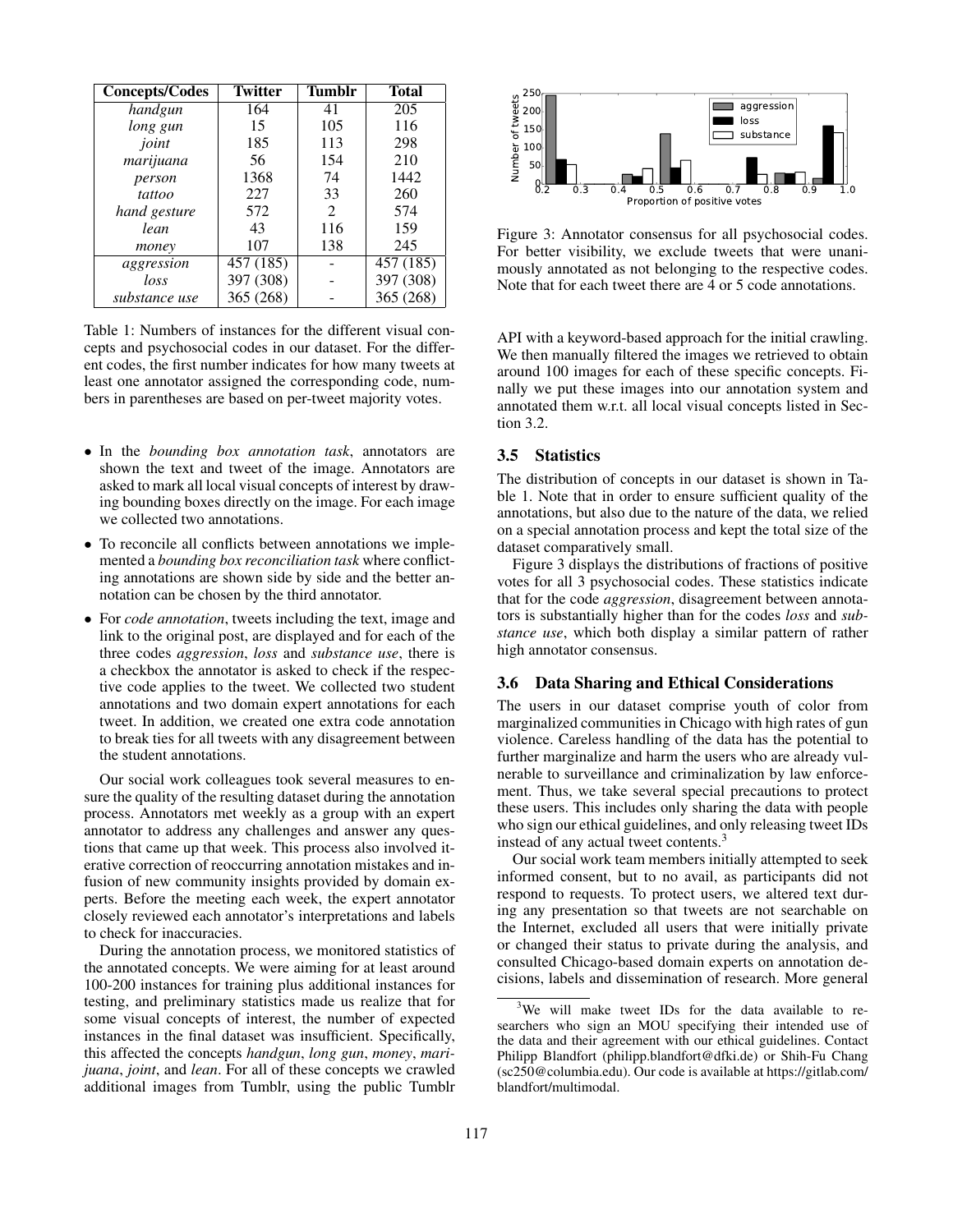| Concepts/Codes | Twitter | Tumblr | Total |
|---|---|---|---|
| *handgun* | 164 | 41 | 205 |
| *long gun* | 15 | 105 | 116 |
| *joint* | 185 | 113 | 298 |
| *marijuana* | 56 | 154 | 210 |
| *person* | 1368 | 74 | 1442 |
| *tattoo* | 227 | 33 | 260 |
| *hand gesture* | 572 | 2 | 574 |
| *lean* | 43 | 116 | 159 |
| *money* | 107 | 138 | 245 |
| *aggression* | 457 (185) | - | 457 (185) |
| *loss* | 397 (308) | - | 397 (308) |
| *substance use* | 365 (268) | - | 365 (268) |

Table 1: Numbers of instances for the different visual concepts and psychosocial codes in our dataset. For the different codes, the first number indicates for how many tweets at least one annotator assigned the corresponding code, numbers in parentheses are based on per-tweet majority votes.

- In the *bounding box annotation task*, annotators are shown the text and tweet of the image. Annotators are asked to mark all local visual concepts of interest by drawing bounding boxes directly on the image. For each image we collected two annotations.
- To reconcile all conflicts between annotations we implemented a *bounding box reconciliation task* where conflicting annotations are shown side by side and the better annotation can be chosen by the third annotator.
- For *code annotation*, tweets including the text, image and link to the original post, are displayed and for each of the three codes *aggression*, *loss* and *substance use*, there is a checkbox the annotator is asked to check if the respective code applies to the tweet. We collected two student annotations and two domain expert annotations for each tweet. In addition, we created one extra code annotation to break ties for all tweets with any disagreement between the student annotations.

Our social work colleagues took several measures to ensure the quality of the resulting dataset during the annotation process. Annotators met weekly as a group with an expert annotator to address any challenges and answer any questions that came up that week. This process also involved iterative correction of reoccurring annotation mistakes and infusion of new community insights provided by domain experts. Before the meeting each week, the expert annotator closely reviewed each annotator's interpretations and labels to check for inaccuracies.

During the annotation process, we monitored statistics of the annotated concepts. We were aiming for at least around 100-200 instances for training plus additional instances for testing, and preliminary statistics made us realize that for some visual concepts of interest, the number of expected instances in the final dataset was insufficient. Specifically, this affected the concepts *handgun*, *long gun*, *money*, *marijuana*, *joint*, and *lean*. For all of these concepts we crawled additional images from Tumblr, using the public Tumblr API with a keyword-based approach for the initial crawling. We then manually filtered the images we retrieved to obtain around 100 images for each of these specific concepts. Finally we put these images into our annotation system and annotated them w.r.t. all local visual concepts listed in Section 3.2.

Figure 3: Annotator consensus for all psychosocial codes. For better visibility, we exclude tweets that were unanimously annotated as not belonging to the respective codes. Note that for each tweet there are 4 or 5 code annotations.

### 3.5 Statistics

The distribution of concepts in our dataset is shown in Table 1. Note that in order to ensure sufficient quality of the annotations, but also due to the nature of the data, we relied on a special annotation process and kept the total size of the dataset comparatively small.

Figure 3 displays the distributions of fractions of positive votes for all 3 psychosocial codes. These statistics indicate that for the code *aggression*, disagreement between annotators is substantially higher than for the codes *loss* and *substance use*, which both display a similar pattern of rather high annotator consensus.

### 3.6 Data Sharing and Ethical Considerations

The users in our dataset comprise youth of color from marginalized communities in Chicago with high rates of gun violence. Careless handling of the data has the potential to further marginalize and harm the users who are already vulnerable to surveillance and criminalization by law enforcement. Thus, we take several special precautions to protect these users. This includes only sharing the data with people who sign our ethical guidelines, and only releasing tweet IDs instead of any actual tweet contents.[3]

Our social work team members initially attempted to seek informed consent, but to no avail, as participants did not respond to requests. To protect users, we altered text during any presentation so that tweets are not searchable on the Internet, excluded all users that were initially private or changed their status to private during the analysis, and consulted Chicago-based domain experts on annotation decisions, labels and dissemination of research. More general

[3]We will make tweet IDs for the data available to researchers who sign an MOU specifying their intended use of the data and their agreement with our ethical guidelines. Contact Philipp Blandfort (philipp.blandfort@dfki.de) or Shih-Fu Chang (sc250@columbia.edu). Our code is available at https://gitlab.com/blandfort/multimodal.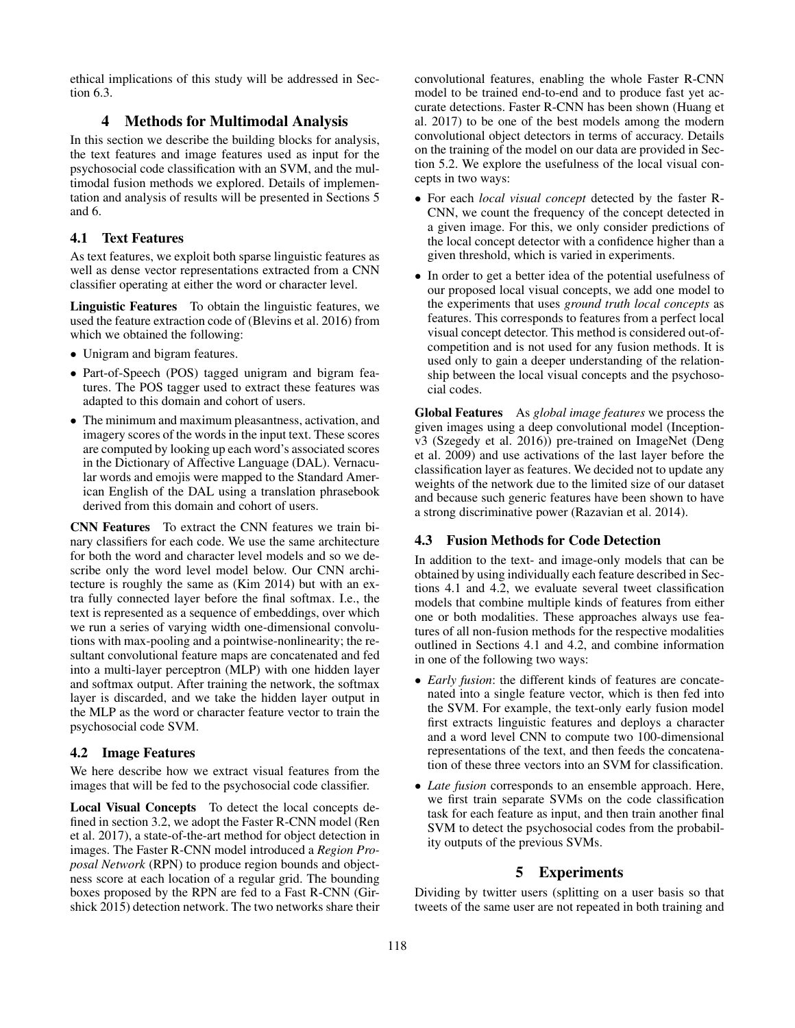ethical implications of this study will be addressed in Section 6.3.

# 4 Methods for Multimodal Analysis

In this section we describe the building blocks for analysis, the text features and image features used as input for the psychosocial code classification with an SVM, and the multimodal fusion methods we explored. Details of implementation and analysis of results will be presented in Sections 5 and 6.

## 4.1 Text Features

As text features, we exploit both sparse linguistic features as well as dense vector representations extracted from a CNN classifier operating at either the word or character level.

**Linguistic Features** To obtain the linguistic features, we used the feature extraction code of (Blevins et al. 2016) from which we obtained the following:

- Unigram and bigram features.
- Part-of-Speech (POS) tagged unigram and bigram features. The POS tagger used to extract these features was adapted to this domain and cohort of users.
- The minimum and maximum pleasantness, activation, and imagery scores of the words in the input text. These scores are computed by looking up each word's associated scores in the Dictionary of Affective Language (DAL). Vernacular words and emojis were mapped to the Standard American English of the DAL using a translation phrasebook derived from this domain and cohort of users.

**CNN Features** To extract the CNN features we train binary classifiers for each code. We use the same architecture for both the word and character level models and so we describe only the word level model below. Our CNN architecture is roughly the same as (Kim 2014) but with an extra fully connected layer before the final softmax. I.e., the text is represented as a sequence of embeddings, over which we run a series of varying width one-dimensional convolutions with max-pooling and a pointwise-nonlinearity; the resultant convolutional feature maps are concatenated and fed into a multi-layer perceptron (MLP) with one hidden layer and softmax output. After training the network, the softmax layer is discarded, and we take the hidden layer output in the MLP as the word or character feature vector to train the psychosocial code SVM.

## 4.2 Image Features

We here describe how we extract visual features from the images that will be fed to the psychosocial code classifier.

**Local Visual Concepts** To detect the local concepts defined in section 3.2, we adopt the Faster R-CNN model (Ren et al. 2017), a state-of-the-art method for object detection in images. The Faster R-CNN model introduced a *Region Proposal Network* (RPN) to produce region bounds and objectness score at each location of a regular grid. The bounding boxes proposed by the RPN are fed to a Fast R-CNN (Girshick 2015) detection network. The two networks share their convolutional features, enabling the whole Faster R-CNN model to be trained end-to-end and to produce fast yet accurate detections. Faster R-CNN has been shown (Huang et al. 2017) to be one of the best models among the modern convolutional object detectors in terms of accuracy. Details on the training of the model on our data are provided in Section 5.2. We explore the usefulness of the local visual concepts in two ways:

- For each *local visual concept* detected by the faster R-CNN, we count the frequency of the concept detected in a given image. For this, we only consider predictions of the local concept detector with a confidence higher than a given threshold, which is varied in experiments.
- In order to get a better idea of the potential usefulness of our proposed local visual concepts, we add one model to the experiments that uses *ground truth local concepts* as features. This corresponds to features from a perfect local visual concept detector. This method is considered out-of-competition and is not used for any fusion methods. It is used only to gain a deeper understanding of the relationship between the local visual concepts and the psychosocial codes.

**Global Features** As *global image features* we process the given images using a deep convolutional model (Inception-v3 (Szegedy et al. 2016)) pre-trained on ImageNet (Deng et al. 2009) and use activations of the last layer before the classification layer as features. We decided not to update any weights of the network due to the limited size of our dataset and because such generic features have been shown to have a strong discriminative power (Razavian et al. 2014).

## 4.3 Fusion Methods for Code Detection

In addition to the text- and image-only models that can be obtained by using individually each feature described in Sections 4.1 and 4.2, we evaluate several tweet classification models that combine multiple kinds of features from either one or both modalities. These approaches always use features of all non-fusion methods for the respective modalities outlined in Sections 4.1 and 4.2, and combine information in one of the following two ways:

- *Early fusion*: the different kinds of features are concatenated into a single feature vector, which is then fed into the SVM. For example, the text-only early fusion model first extracts linguistic features and deploys a character and a word level CNN to compute two 100-dimensional representations of the text, and then feeds the concatenation of these three vectors into an SVM for classification.
- *Late fusion* corresponds to an ensemble approach. Here, we first train separate SVMs on the code classification task for each feature as input, and then train another final SVM to detect the psychosocial codes from the probability outputs of the previous SVMs.

# 5 Experiments

Dividing by twitter users (splitting on a user basis so that tweets of the same user are not repeated in both training and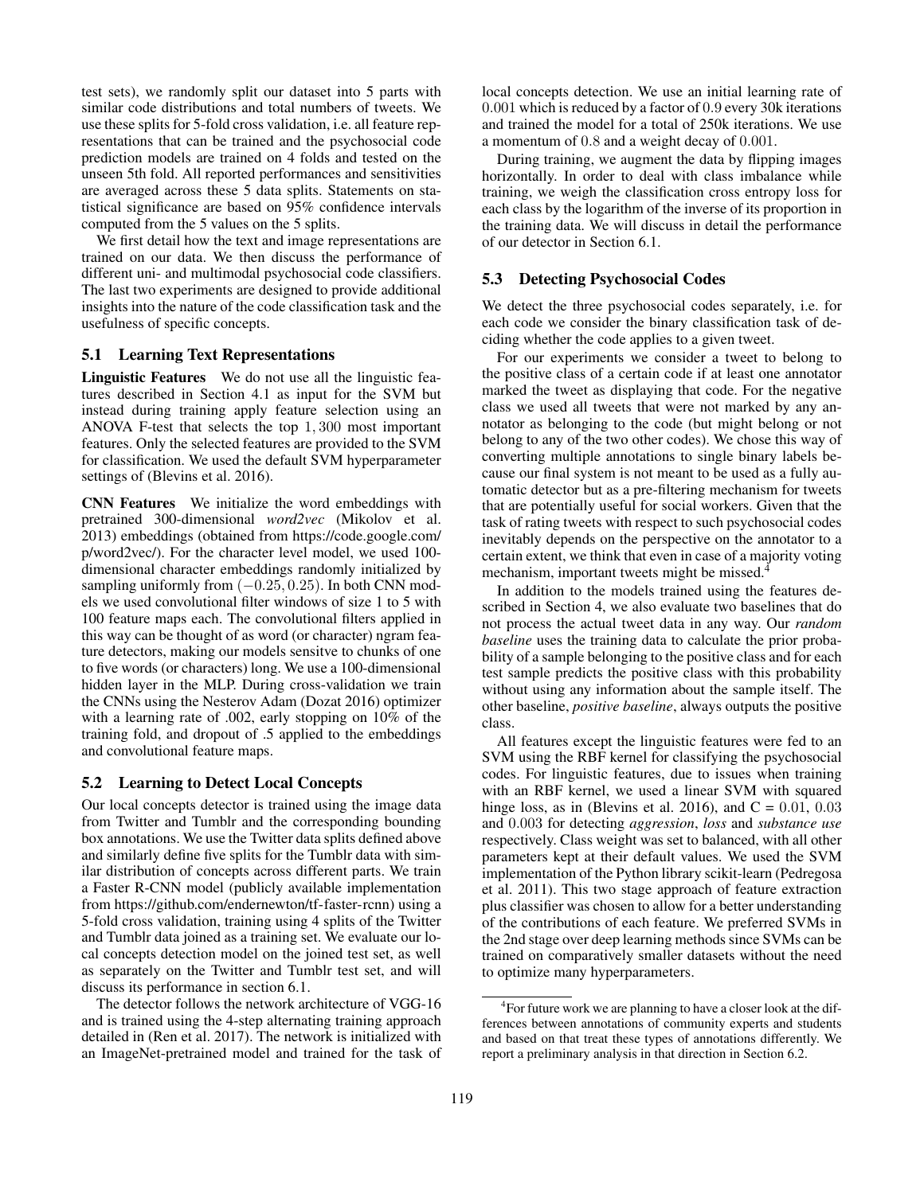test sets), we randomly split our dataset into 5 parts with similar code distributions and total numbers of tweets. We use these splits for 5-fold cross validation, i.e. all feature representations that can be trained and the psychosocial code prediction models are trained on 4 folds and tested on the unseen 5th fold. All reported performances and sensitivities are averaged across these 5 data splits. Statements on statistical significance are based on 95% confidence intervals computed from the 5 values on the 5 splits.

We first detail how the text and image representations are trained on our data. We then discuss the performance of different uni- and multimodal psychosocial code classifiers. The last two experiments are designed to provide additional insights into the nature of the code classification task and the usefulness of specific concepts.

### 5.1 Learning Text Representations

**Linguistic Features** We do not use all the linguistic features described in Section 4.1 as input for the SVM but instead during training apply feature selection using an ANOVA F-test that selects the top $1,300$ most important features. Only the selected features are provided to the SVM for classification. We used the default SVM hyperparameter settings of (Blevins et al. 2016).

**CNN Features** We initialize the word embeddings with pretrained 300-dimensional *word2vec* (Mikolov et al. 2013) embeddings (obtained from https://code.google.com/p/word2vec/). For the character level model, we used 100-dimensional character embeddings randomly initialized by sampling uniformly from $(-0.25, 0.25)$. In both CNN models we used convolutional filter windows of size 1 to 5 with 100 feature maps each. The convolutional filters applied in this way can be thought of as word (or character) ngram feature detectors, making our models sensitve to chunks of one to five words (or characters) long. We use a 100-dimensional hidden layer in the MLP. During cross-validation we train the CNNs using the Nesterov Adam (Dozat 2016) optimizer with a learning rate of .002, early stopping on 10% of the training fold, and dropout of .5 applied to the embeddings and convolutional feature maps.

### 5.2 Learning to Detect Local Concepts

Our local concepts detector is trained using the image data from Twitter and Tumblr and the corresponding bounding box annotations. We use the Twitter data splits defined above and similarly define five splits for the Tumblr data with similar distribution of concepts across different parts. We train a Faster R-CNN model (publicly available implementation from https://github.com/endernewton/tf-faster-rcnn) using a 5-fold cross validation, training using 4 splits of the Twitter and Tumblr data joined as a training set. We evaluate our local concepts detection model on the joined test set, as well as separately on the Twitter and Tumblr test set, and will discuss its performance in section 6.1.

The detector follows the network architecture of VGG-16 and is trained using the 4-step alternating training approach detailed in (Ren et al. 2017). The network is initialized with an ImageNet-pretrained model and trained for the task of local concepts detection. We use an initial learning rate of $0.001$ which is reduced by a factor of $0.9$ every 30k iterations and trained the model for a total of 250k iterations. We use a momentum of $0.8$ and a weight decay of $0.001$.

During training, we augment the data by flipping images horizontally. In order to deal with class imbalance while training, we weigh the classification cross entropy loss for each class by the logarithm of the inverse of its proportion in the training data. We will discuss in detail the performance of our detector in Section 6.1.

### 5.3 Detecting Psychosocial Codes

We detect the three psychosocial codes separately, i.e. for each code we consider the binary classification task of deciding whether the code applies to a given tweet.

For our experiments we consider a tweet to belong to the positive class of a certain code if at least one annotator marked the tweet as displaying that code. For the negative class we used all tweets that were not marked by any annotator as belonging to the code (but might belong or not belong to any of the two other codes). We chose this way of converting multiple annotations to single binary labels because our final system is not meant to be used as a fully automatic detector but as a pre-filtering mechanism for tweets that are potentially useful for social workers. Given that the task of rating tweets with respect to such psychosocial codes inevitably depends on the perspective on the annotator to a certain extent, we think that even in case of a majority voting mechanism, important tweets might be missed.[4]

In addition to the models trained using the features described in Section 4, we also evaluate two baselines that do not process the actual tweet data in any way. Our *random baseline* uses the training data to calculate the prior probability of a sample belonging to the positive class and for each test sample predicts the positive class with this probability without using any information about the sample itself. The other baseline, *positive baseline*, always outputs the positive class.

All features except the linguistic features were fed to an SVM using the RBF kernel for classifying the psychosocial codes. For linguistic features, due to issues when training with an RBF kernel, we used a linear SVM with squared hinge loss, as in (Blevins et al. 2016), and C = $0.01$, $0.03$ and $0.003$ for detecting *aggression*, *loss* and *substance use* respectively. Class weight was set to balanced, with all other parameters kept at their default values. We used the SVM implementation of the Python library scikit-learn (Pedregosa et al. 2011). This two stage approach of feature extraction plus classifier was chosen to allow for a better understanding of the contributions of each feature. We preferred SVMs in the 2nd stage over deep learning methods since SVMs can be trained on comparatively smaller datasets without the need to optimize many hyperparameters.

[4]For future work we are planning to have a closer look at the differences between annotations of community experts and students and based on that treat these types of annotations differently. We report a preliminary analysis in that direction in Section 6.2.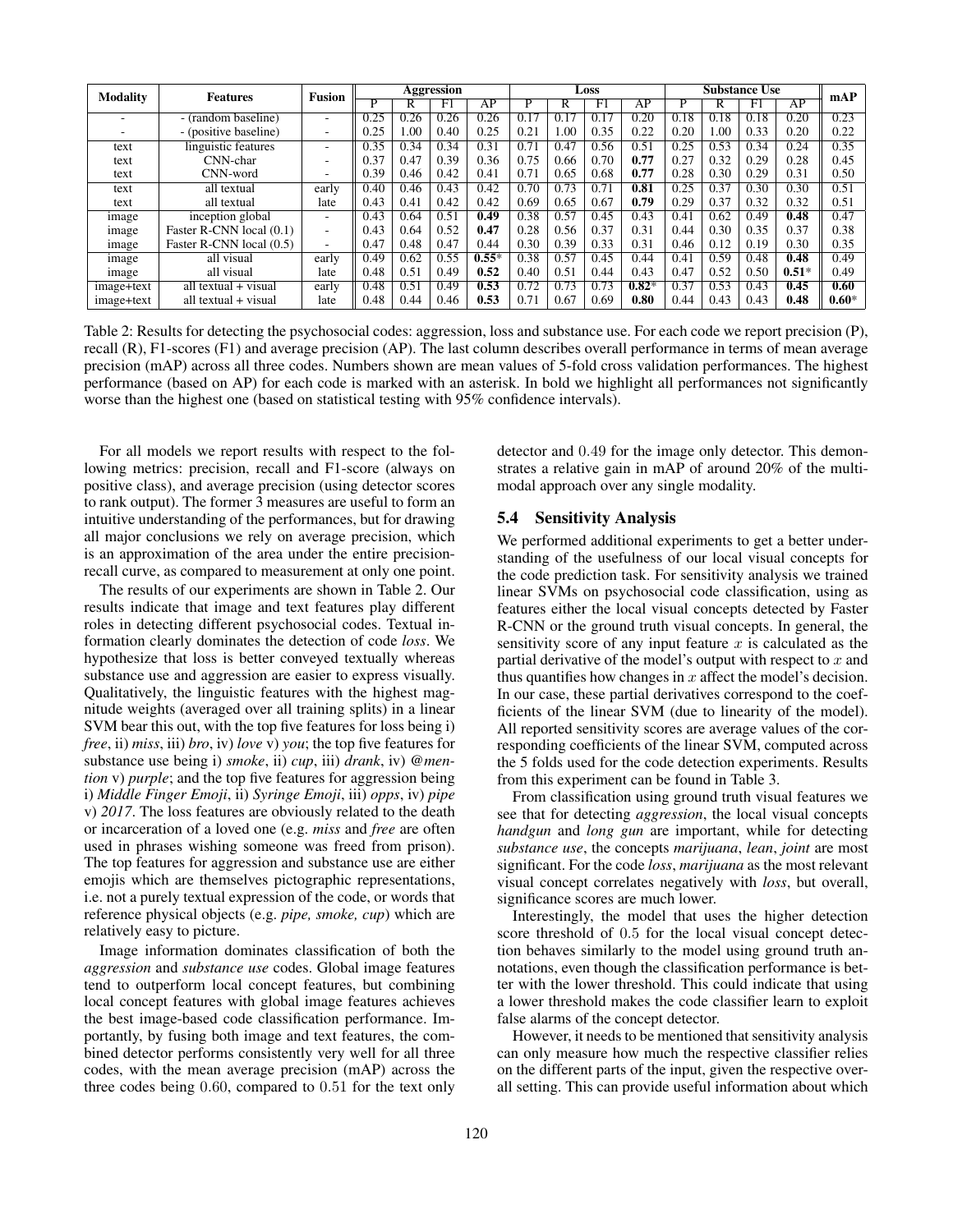| Modality | Features | Fusion | Aggression | | | | Loss | | | | Substance Use | | | | mAP |
|---|---|---|---|---|---|---|---|---|---|---|---|---|---|---|---|
| | | | P | R | F1 | AP | P | R | F1 | AP | P | R | F1 | AP | |
| - | - (random baseline) | - | 0.25 | 0.26 | 0.26 | 0.26 | 0.17 | 0.17 | 0.17 | 0.20 | 0.18 | 0.18 | 0.18 | 0.20 | 0.23 |
| - | - (positive baseline) | - | 0.25 | 1.00 | 0.40 | 0.25 | 0.21 | 1.00 | 0.35 | 0.22 | 0.20 | 1.00 | 0.33 | 0.20 | 0.22 |
| text | linguistic features | - | 0.35 | 0.34 | 0.34 | 0.31 | 0.71 | 0.47 | 0.56 | 0.51 | 0.25 | 0.53 | 0.34 | 0.24 | 0.35 |
| text | CNN-char | - | 0.37 | 0.47 | 0.39 | 0.36 | 0.75 | 0.66 | 0.70 | **0.77** | 0.27 | 0.32 | 0.29 | 0.28 | 0.45 |
| text | CNN-word | - | 0.39 | 0.46 | 0.42 | 0.41 | 0.71 | 0.65 | 0.68 | **0.77** | 0.28 | 0.30 | 0.29 | 0.31 | 0.50 |
| text | all textual | early | 0.40 | 0.46 | 0.43 | 0.42 | 0.70 | 0.73 | 0.71 | **0.81** | 0.25 | 0.37 | 0.30 | 0.30 | 0.51 |
| text | all textual | late | 0.43 | 0.41 | 0.42 | 0.42 | 0.69 | 0.65 | 0.67 | **0.79** | 0.29 | 0.37 | 0.32 | 0.32 | 0.51 |
| image | inception global | - | 0.43 | 0.64 | 0.51 | **0.49** | 0.38 | 0.57 | 0.45 | 0.43 | 0.41 | 0.62 | 0.49 | **0.48** | 0.47 |
| image | Faster R-CNN local (0.1) | - | 0.43 | 0.64 | 0.52 | **0.47** | 0.28 | 0.56 | 0.37 | 0.31 | 0.44 | 0.30 | 0.35 | 0.37 | 0.38 |
| image | Faster R-CNN local (0.5) | - | 0.47 | 0.48 | 0.47 | 0.44 | 0.30 | 0.39 | 0.33 | 0.31 | 0.46 | 0.12 | 0.19 | 0.30 | 0.35 |
| image | all visual | early | 0.49 | 0.62 | 0.55 | **0.55*** | 0.38 | 0.57 | 0.45 | 0.44 | 0.41 | 0.59 | 0.48 | **0.48** | 0.49 |
| image | all visual | late | 0.48 | 0.51 | 0.49 | **0.52** | 0.40 | 0.51 | 0.44 | 0.43 | 0.47 | 0.52 | 0.50 | **0.51*** | 0.49 |
| image+text | all textual + visual | early | 0.48 | 0.51 | 0.49 | **0.53** | 0.72 | 0.73 | 0.73 | **0.82*** | 0.37 | 0.53 | 0.43 | **0.45** | **0.60** |
| image+text | all textual + visual | late | 0.48 | 0.44 | 0.46 | **0.53** | 0.71 | 0.67 | 0.69 | **0.80** | 0.44 | 0.43 | 0.43 | **0.48** | **0.60*** |

Table 2: Results for detecting the psychosocial codes: aggression, loss and substance use. For each code we report precision (P), recall (R), F1-scores (F1) and average precision (AP). The last column describes overall performance in terms of mean average precision (mAP) across all three codes. Numbers shown are mean values of 5-fold cross validation performances. The highest performance (based on AP) for each code is marked with an asterisk. In bold we highlight all performances not significantly worse than the highest one (based on statistical testing with 95% confidence intervals).

For all models we report results with respect to the following metrics: precision, recall and F1-score (always on positive class), and average precision (using detector scores to rank output). The former 3 measures are useful to form an intuitive understanding of the performances, but for drawing all major conclusions we rely on average precision, which is an approximation of the area under the entire precision-recall curve, as compared to measurement at only one point.

The results of our experiments are shown in Table 2. Our results indicate that image and text features play different roles in detecting different psychosocial codes. Textual information clearly dominates the detection of code *loss*. We hypothesize that loss is better conveyed textually whereas substance use and aggression are easier to express visually. Qualitatively, the linguistic features with the highest magnitude weights (averaged over all training splits) in a linear SVM bear this out, with the top five features for loss being i) *free*, ii) *miss*, iii) *bro*, iv) *love* v) *you*; the top five features for substance use being i) *smoke*, ii) *cup*, iii) *drank*, iv) *@mention* v) *purple*; and the top five features for aggression being i) *Middle Finger Emoji*, ii) *Syringe Emoji*, iii) *opps*, iv) *pipe* v) *2017*. The loss features are obviously related to the death or incarceration of a loved one (e.g. *miss* and *free* are often used in phrases wishing someone was freed from prison). The top features for aggression and substance use are either emojis which are themselves pictographic representations, i.e. not a purely textual expression of the code, or words that reference physical objects (e.g. *pipe, smoke, cup*) which are relatively easy to picture.

Image information dominates classification of both the *aggression* and *substance use* codes. Global image features tend to outperform local concept features, but combining local concept features with global image features achieves the best image-based code classification performance. Importantly, by fusing both image and text features, the combined detector performs consistently very well for all three codes, with the mean average precision (mAP) across the three codes being $0.60$, compared to $0.51$ for the text only detector and $0.49$ for the image only detector. This demonstrates a relative gain in mAP of around 20% of the multimodal approach over any single modality.

### 5.4 Sensitivity Analysis

We performed additional experiments to get a better understanding of the usefulness of our local visual concepts for the code prediction task. For sensitivity analysis we trained linear SVMs on psychosocial code classification, using as features either the local visual concepts detected by Faster R-CNN or the ground truth visual concepts. In general, the sensitivity score of any input feature $x$ is calculated as the partial derivative of the model's output with respect to $x$ and thus quantifies how changes in $x$ affect the model's decision. In our case, these partial derivatives correspond to the coefficients of the linear SVM (due to linearity of the model). All reported sensitivity scores are average values of the corresponding coefficients of the linear SVM, computed across the 5 folds used for the code detection experiments. Results from this experiment can be found in Table 3.

From classification using ground truth visual features we see that for detecting *aggression*, the local visual concepts *handgun* and *long gun* are important, while for detecting *substance use*, the concepts *marijuana*, *lean*, *joint* are most significant. For the code *loss*, *marijuana* as the most relevant visual concept correlates negatively with *loss*, but overall, significance scores are much lower.

Interestingly, the model that uses the higher detection score threshold of $0.5$ for the local visual concept detection behaves similarly to the model using ground truth annotations, even though the classification performance is better with the lower threshold. This could indicate that using a lower threshold makes the code classifier learn to exploit false alarms of the concept detector.

However, it needs to be mentioned that sensitivity analysis can only measure how much the respective classifier relies on the different parts of the input, given the respective overall setting. This can provide useful information about which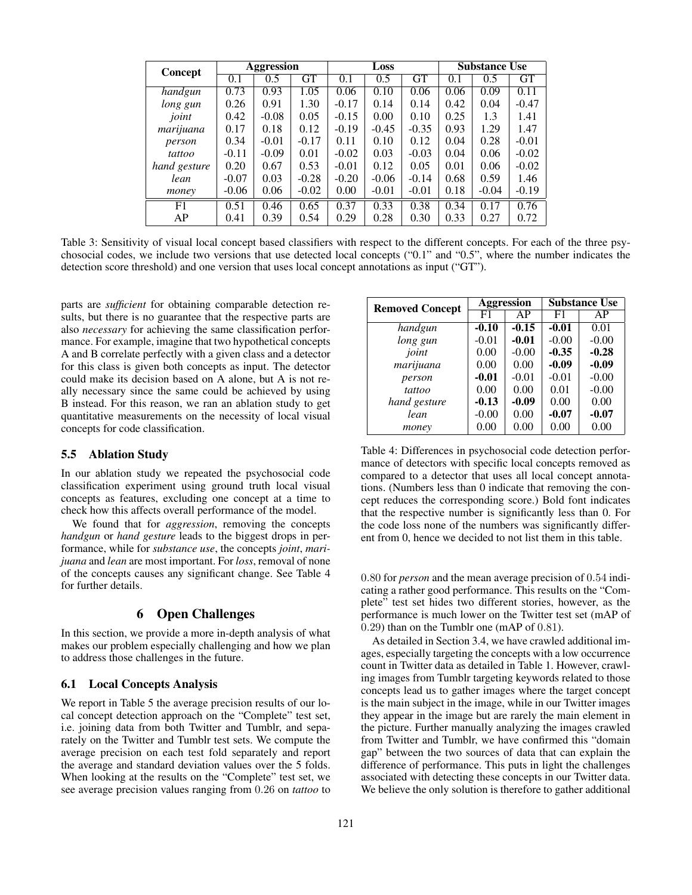| Concept | Aggression | | | Loss | | | Substance Use | | |
|---|---|---|---|---|---|---|---|---|---|
| | 0.1 | 0.5 | GT | 0.1 | 0.5 | GT | 0.1 | 0.5 | GT |
| *handgun* | 0.73 | 0.93 | 1.05 | 0.06 | 0.10 | 0.06 | 0.06 | 0.09 | 0.11 |
| *long gun* | 0.26 | 0.91 | 1.30 | -0.17 | 0.14 | 0.14 | 0.42 | 0.04 | -0.47 |
| *joint* | 0.42 | -0.08 | 0.05 | -0.15 | 0.00 | 0.10 | 0.25 | 1.3 | 1.41 |
| *marijuana* | 0.17 | 0.18 | 0.12 | -0.19 | -0.45 | -0.35 | 0.93 | 1.29 | 1.47 |
| *person* | 0.34 | -0.01 | -0.17 | 0.11 | 0.10 | 0.12 | 0.04 | 0.28 | -0.01 |
| *tattoo* | -0.11 | -0.09 | 0.01 | -0.02 | 0.03 | -0.03 | 0.04 | 0.06 | -0.02 |
| *hand gesture* | 0.20 | 0.67 | 0.53 | -0.01 | 0.12 | 0.05 | 0.01 | 0.06 | -0.02 |
| *lean* | -0.07 | 0.03 | -0.28 | -0.20 | -0.06 | -0.14 | 0.68 | 0.59 | 1.46 |
| *money* | -0.06 | 0.06 | -0.02 | 0.00 | -0.01 | -0.01 | 0.18 | -0.04 | -0.19 |
| F1 | 0.51 | 0.46 | 0.65 | 0.37 | 0.33 | 0.38 | 0.34 | 0.17 | 0.76 |
| AP | 0.41 | 0.39 | 0.54 | 0.29 | 0.28 | 0.30 | 0.33 | 0.27 | 0.72 |

Table 3: Sensitivity of visual local concept based classifiers with respect to the different concepts. For each of the three psychosocial codes, we include two versions that use detected local concepts ("0.1" and "0.5", where the number indicates the detection score threshold) and one version that uses local concept annotations as input ("GT").

parts are *sufficient* for obtaining comparable detection results, but there is no guarantee that the respective parts are also *necessary* for achieving the same classification performance. For example, imagine that two hypothetical concepts A and B correlate perfectly with a given class and a detector for this class is given both concepts as input. The detector could make its decision based on A alone, but A is not really necessary since the same could be achieved by using B instead. For this reason, we ran an ablation study to get quantitative measurements on the necessity of local visual concepts for code classification.

### 5.5 Ablation Study

In our ablation study we repeated the psychosocial code classification experiment using ground truth local visual concepts as features, excluding one concept at a time to check how this affects overall performance of the model.

We found that for *aggression*, removing the concepts *handgun* or *hand gesture* leads to the biggest drops in performance, while for *substance use*, the concepts *joint*, *marijuana* and *lean* are most important. For *loss*, removal of none of the concepts causes any significant change. See Table 4 for further details.

| Removed Concept | Aggression | | Substance Use | |
|---|---|---|---|---|
| | F1 | AP | F1 | AP |
| *handgun* | **-0.10** | **-0.15** | **-0.01** | 0.01 |
| *long gun* | -0.01 | **-0.01** | -0.00 | -0.00 |
| *joint* | 0.00 | -0.00 | **-0.35** | **-0.28** |
| *marijuana* | 0.00 | 0.00 | **-0.09** | **-0.09** |
| *person* | **-0.01** | -0.01 | -0.01 | -0.00 |
| *tattoo* | 0.00 | 0.00 | 0.01 | -0.00 |
| *hand gesture* | **-0.13** | **-0.09** | 0.00 | 0.00 |
| *lean* | -0.00 | 0.00 | **-0.07** | **-0.07** |
| *money* | 0.00 | 0.00 | 0.00 | 0.00 |

Table 4: Differences in psychosocial code detection performance of detectors with specific local concepts removed as compared to a detector that uses all local concept annotations. (Numbers less than 0 indicate that removing the concept reduces the corresponding score.) Bold font indicates that the respective number is significantly less than 0. For the code loss none of the numbers was significantly different from 0, hence we decided to not list them in this table.

## 6 Open Challenges

In this section, we provide a more in-depth analysis of what makes our problem especially challenging and how we plan to address those challenges in the future.

### 6.1 Local Concepts Analysis

We report in Table 5 the average precision results of our local concept detection approach on the "Complete" test set, i.e. joining data from both Twitter and Tumblr, and separately on the Twitter and Tumblr test sets. We compute the average precision on each test fold separately and report the average and standard deviation values over the 5 folds. When looking at the results on the "Complete" test set, we see average precision values ranging from $0.26$ on *tattoo* to $0.80$ for *person* and the mean average precision of $0.54$ indicating a rather good performance. This results on the "Complete" test set hides two different stories, however, as the performance is much lower on the Twitter test set (mAP of $0.29$) than on the Tumblr one (mAP of $0.81$).

As detailed in Section 3.4, we have crawled additional images, especially targeting the concepts with a low occurrence count in Twitter data as detailed in Table 1. However, crawling images from Tumblr targeting keywords related to those concepts lead us to gather images where the target concept is the main subject in the image, while in our Twitter images they appear in the image but are rarely the main element in the picture. Further manually analyzing the images crawled from Twitter and Tumblr, we have confirmed this "domain gap" between the two sources of data that can explain the difference of performance. This puts in light the challenges associated with detecting these concepts in our Twitter data. We believe the only solution is therefore to gather additional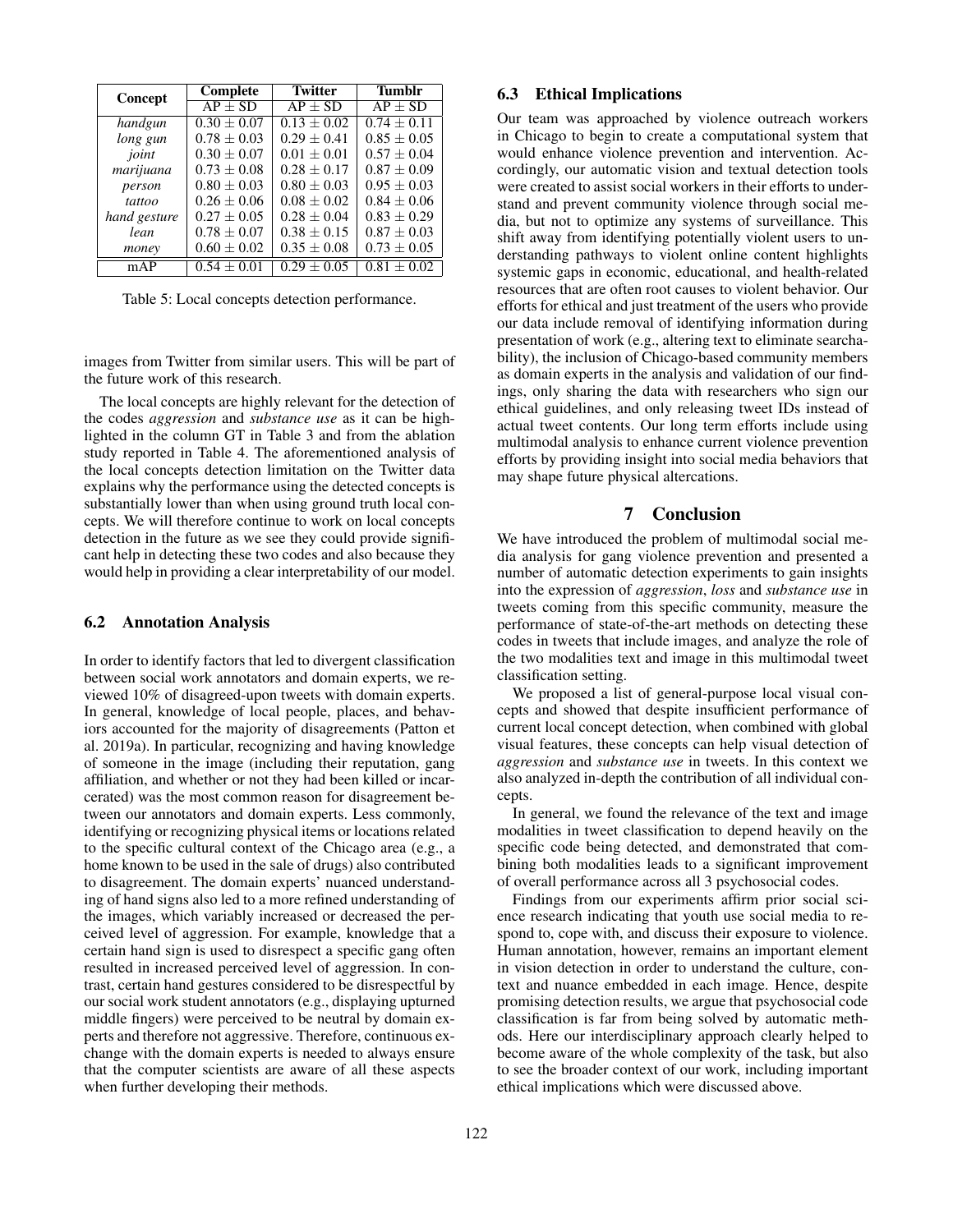| Concept | Complete | Twitter | Tumblr |
|---|---|---|---|
| | AP ± SD | AP ± SD | AP ± SD |
| *handgun* | 0.30 ± 0.07 | 0.13 ± 0.02 | 0.74 ± 0.11 |
| *long gun* | 0.78 ± 0.03 | 0.29 ± 0.41 | 0.85 ± 0.05 |
| *joint* | 0.30 ± 0.07 | 0.01 ± 0.01 | 0.57 ± 0.04 |
| *marijuana* | 0.73 ± 0.08 | 0.28 ± 0.17 | 0.87 ± 0.09 |
| *person* | 0.80 ± 0.03 | 0.80 ± 0.03 | 0.95 ± 0.03 |
| *tattoo* | 0.26 ± 0.06 | 0.08 ± 0.02 | 0.84 ± 0.06 |
| *hand gesture* | 0.27 ± 0.05 | 0.28 ± 0.04 | 0.83 ± 0.29 |
| *lean* | 0.78 ± 0.07 | 0.38 ± 0.15 | 0.87 ± 0.03 |
| *money* | 0.60 ± 0.02 | 0.35 ± 0.08 | 0.73 ± 0.05 |
| mAP | 0.54 ± 0.01 | 0.29 ± 0.05 | 0.81 ± 0.02 |

Table 5: Local concepts detection performance.

images from Twitter from similar users. This will be part of the future work of this research.

The local concepts are highly relevant for the detection of the codes *aggression* and *substance use* as it can be highlighted in the column GT in Table 3 and from the ablation study reported in Table 4. The aforementioned analysis of the local concepts detection limitation on the Twitter data explains why the performance using the detected concepts is substantially lower than when using ground truth local concepts. We will therefore continue to work on local concepts detection in the future as we see they could provide significant help in detecting these two codes and also because they would help in providing a clear interpretability of our model.

### 6.2 Annotation Analysis

In order to identify factors that led to divergent classification between social work annotators and domain experts, we reviewed 10% of disagreed-upon tweets with domain experts. In general, knowledge of local people, places, and behaviors accounted for the majority of disagreements (Patton et al. 2019a). In particular, recognizing and having knowledge of someone in the image (including their reputation, gang affiliation, and whether or not they had been killed or incarcerated) was the most common reason for disagreement between our annotators and domain experts. Less commonly, identifying or recognizing physical items or locations related to the specific cultural context of the Chicago area (e.g., a home known to be used in the sale of drugs) also contributed to disagreement. The domain experts' nuanced understanding of hand signs also led to a more refined understanding of the images, which variably increased or decreased the perceived level of aggression. For example, knowledge that a certain hand sign is used to disrespect a specific gang often resulted in increased perceived level of aggression. In contrast, certain hand gestures considered to be disrespectful by our social work student annotators (e.g., displaying upturned middle fingers) were perceived to be neutral by domain experts and therefore not aggressive. Therefore, continuous exchange with the domain experts is needed to always ensure that the computer scientists are aware of all these aspects when further developing their methods.

### 6.3 Ethical Implications

Our team was approached by violence outreach workers in Chicago to begin to create a computational system that would enhance violence prevention and intervention. Accordingly, our automatic vision and textual detection tools were created to assist social workers in their efforts to understand and prevent community violence through social media, but not to optimize any systems of surveillance. This shift away from identifying potentially violent users to understanding pathways to violent online content highlights systemic gaps in economic, educational, and health-related resources that are often root causes to violent behavior. Our efforts for ethical and just treatment of the users who provide our data include removal of identifying information during presentation of work (e.g., altering text to eliminate searchability), the inclusion of Chicago-based community members as domain experts in the analysis and validation of our findings, only sharing the data with researchers who sign our ethical guidelines, and only releasing tweet IDs instead of actual tweet contents. Our long term efforts include using multimodal analysis to enhance current violence prevention efforts by providing insight into social media behaviors that may shape future physical altercations.

## 7 Conclusion

We have introduced the problem of multimodal social media analysis for gang violence prevention and presented a number of automatic detection experiments to gain insights into the expression of *aggression*, *loss* and *substance use* in tweets coming from this specific community, measure the performance of state-of-the-art methods on detecting these codes in tweets that include images, and analyze the role of the two modalities text and image in this multimodal tweet classification setting.

We proposed a list of general-purpose local visual concepts and showed that despite insufficient performance of current local concept detection, when combined with global visual features, these concepts can help visual detection of *aggression* and *substance use* in tweets. In this context we also analyzed in-depth the contribution of all individual concepts.

In general, we found the relevance of the text and image modalities in tweet classification to depend heavily on the specific code being detected, and demonstrated that combining both modalities leads to a significant improvement of overall performance across all 3 psychosocial codes.

Findings from our experiments affirm prior social science research indicating that youth use social media to respond to, cope with, and discuss their exposure to violence. Human annotation, however, remains an important element in vision detection in order to understand the culture, context and nuance embedded in each image. Hence, despite promising detection results, we argue that psychosocial code classification is far from being solved by automatic methods. Here our interdisciplinary approach clearly helped to become aware of the whole complexity of the task, but also to see the broader context of our work, including important ethical implications which were discussed above.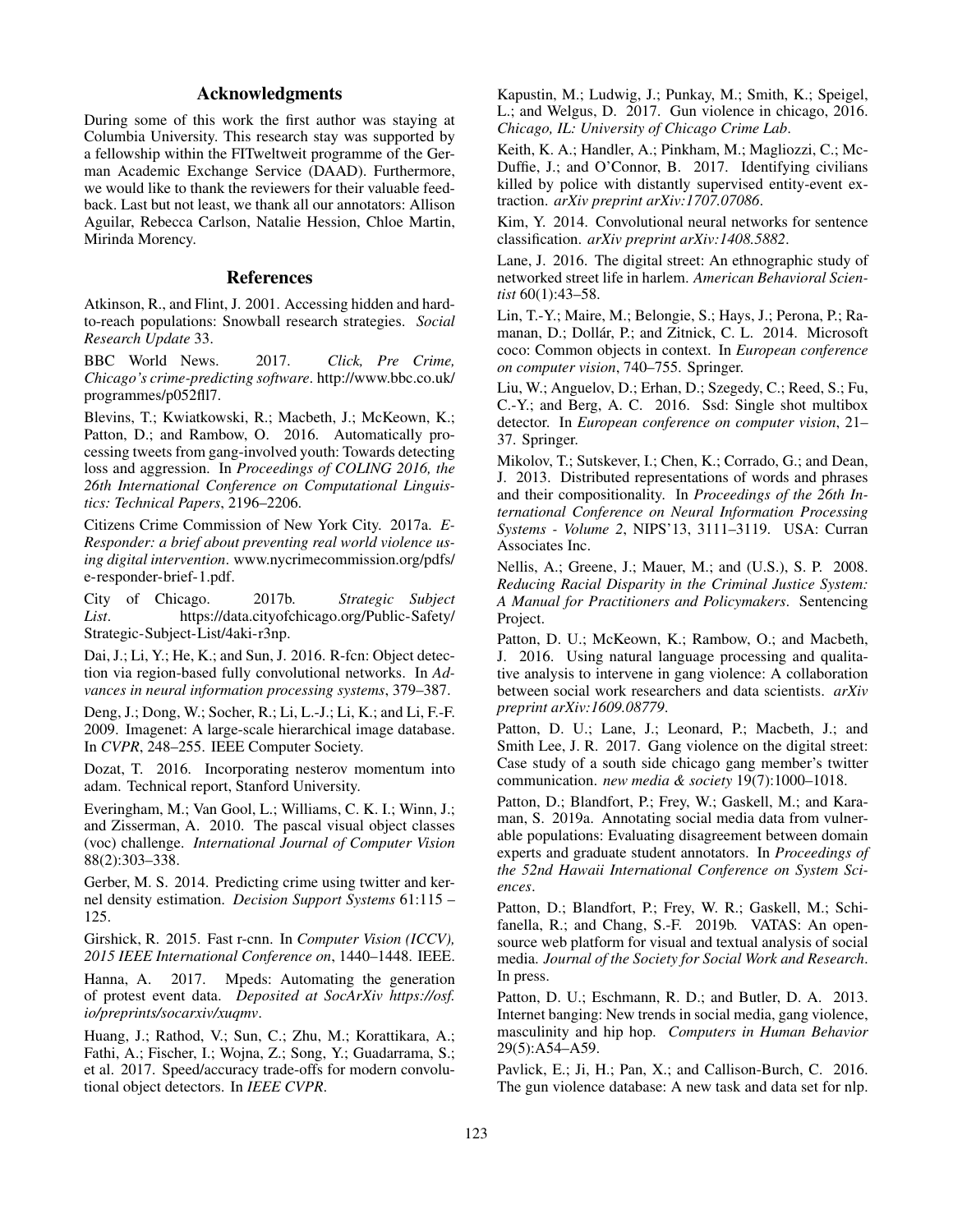## Acknowledgments

During some of this work the first author was staying at Columbia University. This research stay was supported by a fellowship within the FITweltweit programme of the German Academic Exchange Service (DAAD). Furthermore, we would like to thank the reviewers for their valuable feedback. Last but not least, we thank all our annotators: Allison Aguilar, Rebecca Carlson, Natalie Hession, Chloe Martin, Mirinda Morency.

## References

Atkinson, R., and Flint, J. 2001. Accessing hidden and hard-to-reach populations: Snowball research strategies. *Social Research Update* 33.

BBC World News. 2017. *Click, Pre Crime, Chicago's crime-predicting software*. http://www.bbc.co.uk/programmes/p052fll7.

Blevins, T.; Kwiatkowski, R.; Macbeth, J.; McKeown, K.; Patton, D.; and Rambow, O. 2016. Automatically processing tweets from gang-involved youth: Towards detecting loss and aggression. In *Proceedings of COLING 2016, the 26th International Conference on Computational Linguistics: Technical Papers*, 2196–2206.

Citizens Crime Commission of New York City. 2017a. *E-Responder: a brief about preventing real world violence using digital intervention*. www.nycrimecommission.org/pdfs/e-responder-brief-1.pdf.

City of Chicago. 2017b. *Strategic Subject List*. https://data.cityofchicago.org/Public-Safety/Strategic-Subject-List/4aki-r3np.

Dai, J.; Li, Y.; He, K.; and Sun, J. 2016. R-fcn: Object detection via region-based fully convolutional networks. In *Advances in neural information processing systems*, 379–387.

Deng, J.; Dong, W.; Socher, R.; Li, L.-J.; Li, K.; and Li, F.-F. 2009. Imagenet: A large-scale hierarchical image database. In *CVPR*, 248–255. IEEE Computer Society.

Dozat, T. 2016. Incorporating nesterov momentum into adam. Technical report, Stanford University.

Everingham, M.; Van Gool, L.; Williams, C. K. I.; Winn, J.; and Zisserman, A. 2010. The pascal visual object classes (voc) challenge. *International Journal of Computer Vision* 88(2):303–338.

Gerber, M. S. 2014. Predicting crime using twitter and kernel density estimation. *Decision Support Systems* 61:115 – 125.

Girshick, R. 2015. Fast r-cnn. In *Computer Vision (ICCV), 2015 IEEE International Conference on*, 1440–1448. IEEE.

Hanna, A. 2017. Mpeds: Automating the generation of protest event data. *Deposited at SocArXiv https://osf.io/preprints/socarxiv/xuqmv*.

Huang, J.; Rathod, V.; Sun, C.; Zhu, M.; Korattikara, A.; Fathi, A.; Fischer, I.; Wojna, Z.; Song, Y.; Guadarrama, S.; et al. 2017. Speed/accuracy trade-offs for modern convolutional object detectors. In *IEEE CVPR*.

Kapustin, M.; Ludwig, J.; Punkay, M.; Smith, K.; Speigel, L.; and Welgus, D. 2017. Gun violence in chicago, 2016. *Chicago, IL: University of Chicago Crime Lab*.

Keith, K. A.; Handler, A.; Pinkham, M.; Magliozzi, C.; McDuffie, J.; and O'Connor, B. 2017. Identifying civilians killed by police with distantly supervised entity-event extraction. *arXiv preprint arXiv:1707.07086*.

Kim, Y. 2014. Convolutional neural networks for sentence classification. *arXiv preprint arXiv:1408.5882*.

Lane, J. 2016. The digital street: An ethnographic study of networked street life in harlem. *American Behavioral Scientist* 60(1):43–58.

Lin, T.-Y.; Maire, M.; Belongie, S.; Hays, J.; Perona, P.; Ramanan, D.; Dollár, P.; and Zitnick, C. L. 2014. Microsoft coco: Common objects in context. In *European conference on computer vision*, 740–755. Springer.

Liu, W.; Anguelov, D.; Erhan, D.; Szegedy, C.; Reed, S.; Fu, C.-Y.; and Berg, A. C. 2016. Ssd: Single shot multibox detector. In *European conference on computer vision*, 21–37. Springer.

Mikolov, T.; Sutskever, I.; Chen, K.; Corrado, G.; and Dean, J. 2013. Distributed representations of words and phrases and their compositionality. In *Proceedings of the 26th International Conference on Neural Information Processing Systems - Volume 2*, NIPS'13, 3111–3119. USA: Curran Associates Inc.

Nellis, A.; Greene, J.; Mauer, M.; and (U.S.), S. P. 2008. *Reducing Racial Disparity in the Criminal Justice System: A Manual for Practitioners and Policymakers*. Sentencing Project.

Patton, D. U.; McKeown, K.; Rambow, O.; and Macbeth, J. 2016. Using natural language processing and qualitative analysis to intervene in gang violence: A collaboration between social work researchers and data scientists. *arXiv preprint arXiv:1609.08779*.

Patton, D. U.; Lane, J.; Leonard, P.; Macbeth, J.; and Smith Lee, J. R. 2017. Gang violence on the digital street: Case study of a south side chicago gang member's twitter communication. *new media & society* 19(7):1000–1018.

Patton, D.; Blandfort, P.; Frey, W.; Gaskell, M.; and Karaman, S. 2019a. Annotating social media data from vulnerable populations: Evaluating disagreement between domain experts and graduate student annotators. In *Proceedings of the 52nd Hawaii International Conference on System Sciences*.

Patton, D.; Blandfort, P.; Frey, W. R.; Gaskell, M.; Schifanella, R.; and Chang, S.-F. 2019b. VATAS: An open-source web platform for visual and textual analysis of social media. *Journal of the Society for Social Work and Research*. In press.

Patton, D. U.; Eschmann, R. D.; and Butler, D. A. 2013. Internet banging: New trends in social media, gang violence, masculinity and hip hop. *Computers in Human Behavior* 29(5):A54–A59.

Pavlick, E.; Ji, H.; Pan, X.; and Callison-Burch, C. 2016. The gun violence database: A new task and data set for nlp.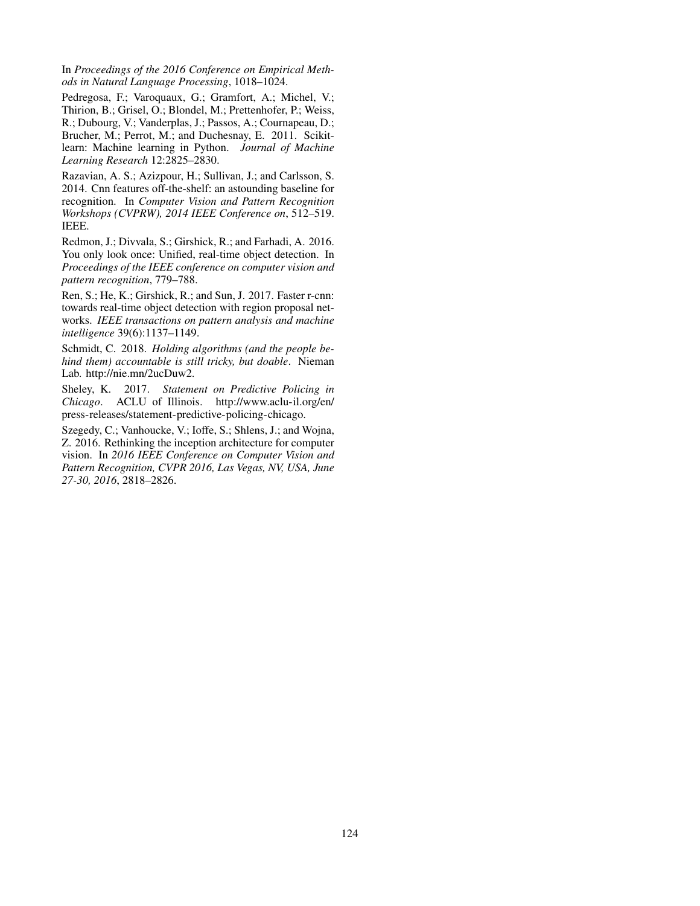In *Proceedings of the 2016 Conference on Empirical Methods in Natural Language Processing*, 1018–1024.

Pedregosa, F.; Varoquaux, G.; Gramfort, A.; Michel, V.; Thirion, B.; Grisel, O.; Blondel, M.; Prettenhofer, P.; Weiss, R.; Dubourg, V.; Vanderplas, J.; Passos, A.; Cournapeau, D.; Brucher, M.; Perrot, M.; and Duchesnay, E. 2011. Scikit-learn: Machine learning in Python. *Journal of Machine Learning Research* 12:2825–2830.

Razavian, A. S.; Azizpour, H.; Sullivan, J.; and Carlsson, S. 2014. Cnn features off-the-shelf: an astounding baseline for recognition. In *Computer Vision and Pattern Recognition Workshops (CVPRW), 2014 IEEE Conference on*, 512–519. IEEE.

Redmon, J.; Divvala, S.; Girshick, R.; and Farhadi, A. 2016. You only look once: Unified, real-time object detection. In *Proceedings of the IEEE conference on computer vision and pattern recognition*, 779–788.

Ren, S.; He, K.; Girshick, R.; and Sun, J. 2017. Faster r-cnn: towards real-time object detection with region proposal networks. *IEEE transactions on pattern analysis and machine intelligence* 39(6):1137–1149.

Schmidt, C. 2018. *Holding algorithms (and the people behind them) accountable is still tricky, but doable*. Nieman Lab. http://nie.mn/2ucDuw2.

Sheley, K. 2017. *Statement on Predictive Policing in Chicago*. ACLU of Illinois. http://www.aclu-il.org/en/press-releases/statement-predictive-policing-chicago.

Szegedy, C.; Vanhoucke, V.; Ioffe, S.; Shlens, J.; and Wojna, Z. 2016. Rethinking the inception architecture for computer vision. In *2016 IEEE Conference on Computer Vision and Pattern Recognition, CVPR 2016, Las Vegas, NV, USA, June 27-30, 2016*, 2818–2826.